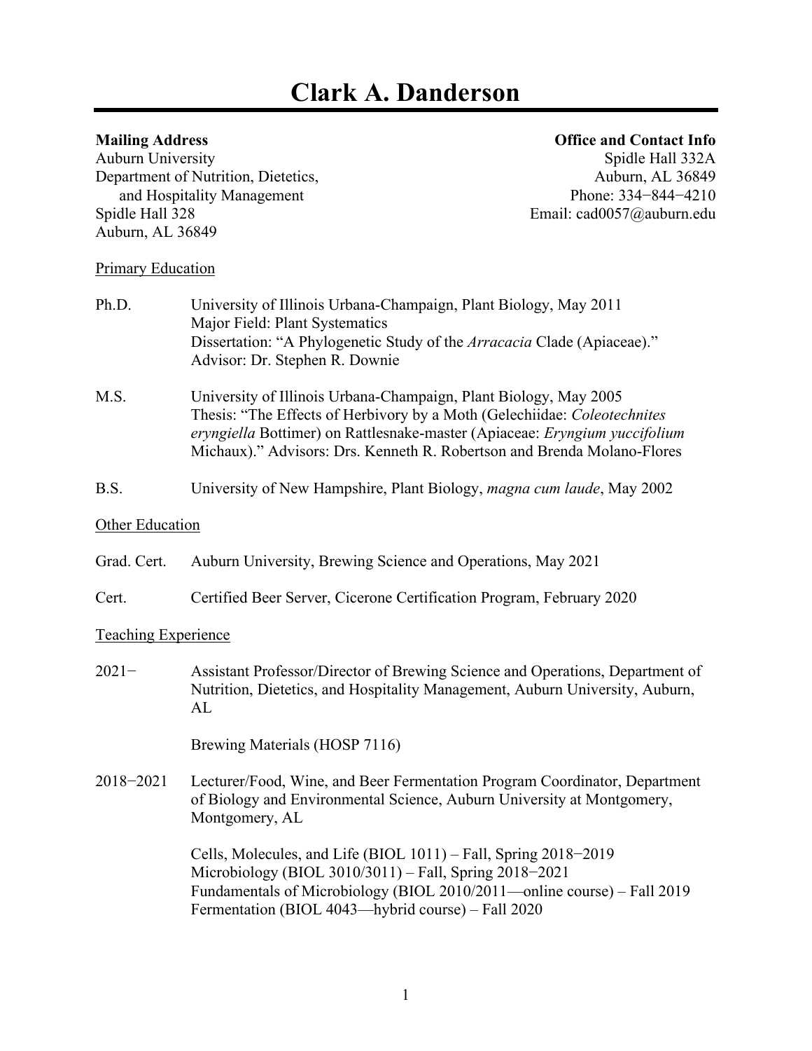# Clark A. Danderson

**Mailing Address**
Auburn University
Department of Nutrition, Dietetics,
and Hospitality Management
Spidle Hall 328
Auburn, AL 36849

**Office and Contact Info**
Spidle Hall 332A
Auburn, AL 36849
Phone: 334−844−4210
Email: cad0057@auburn.edu

## Primary Education

Ph.D. University of Illinois Urbana-Champaign, Plant Biology, May 2011
Major Field: Plant Systematics
Dissertation: "A Phylogenetic Study of the *Arracacia* Clade (Apiaceae)."
Advisor: Dr. Stephen R. Downie

M.S. University of Illinois Urbana-Champaign, Plant Biology, May 2005
Thesis: "The Effects of Herbivory by a Moth (Gelechiidae: *Coleotechnites eryngiella* Bottimer) on Rattlesnake-master (Apiaceae: *Eryngium yuccifolium* Michaux)." Advisors: Drs. Kenneth R. Robertson and Brenda Molano-Flores

B.S. University of New Hampshire, Plant Biology, *magna cum laude*, May 2002

## Other Education

Grad. Cert. Auburn University, Brewing Science and Operations, May 2021

Cert. Certified Beer Server, Cicerone Certification Program, February 2020

## Teaching Experience

2021− Assistant Professor/Director of Brewing Science and Operations, Department of Nutrition, Dietetics, and Hospitality Management, Auburn University, Auburn, AL

Brewing Materials (HOSP 7116)

2018−2021 Lecturer/Food, Wine, and Beer Fermentation Program Coordinator, Department of Biology and Environmental Science, Auburn University at Montgomery, Montgomery, AL

Cells, Molecules, and Life (BIOL 1011) – Fall, Spring 2018−2019
Microbiology (BIOL 3010/3011) – Fall, Spring 2018−2021
Fundamentals of Microbiology (BIOL 2010/2011—online course) – Fall 2019
Fermentation (BIOL 4043—hybrid course) – Fall 2020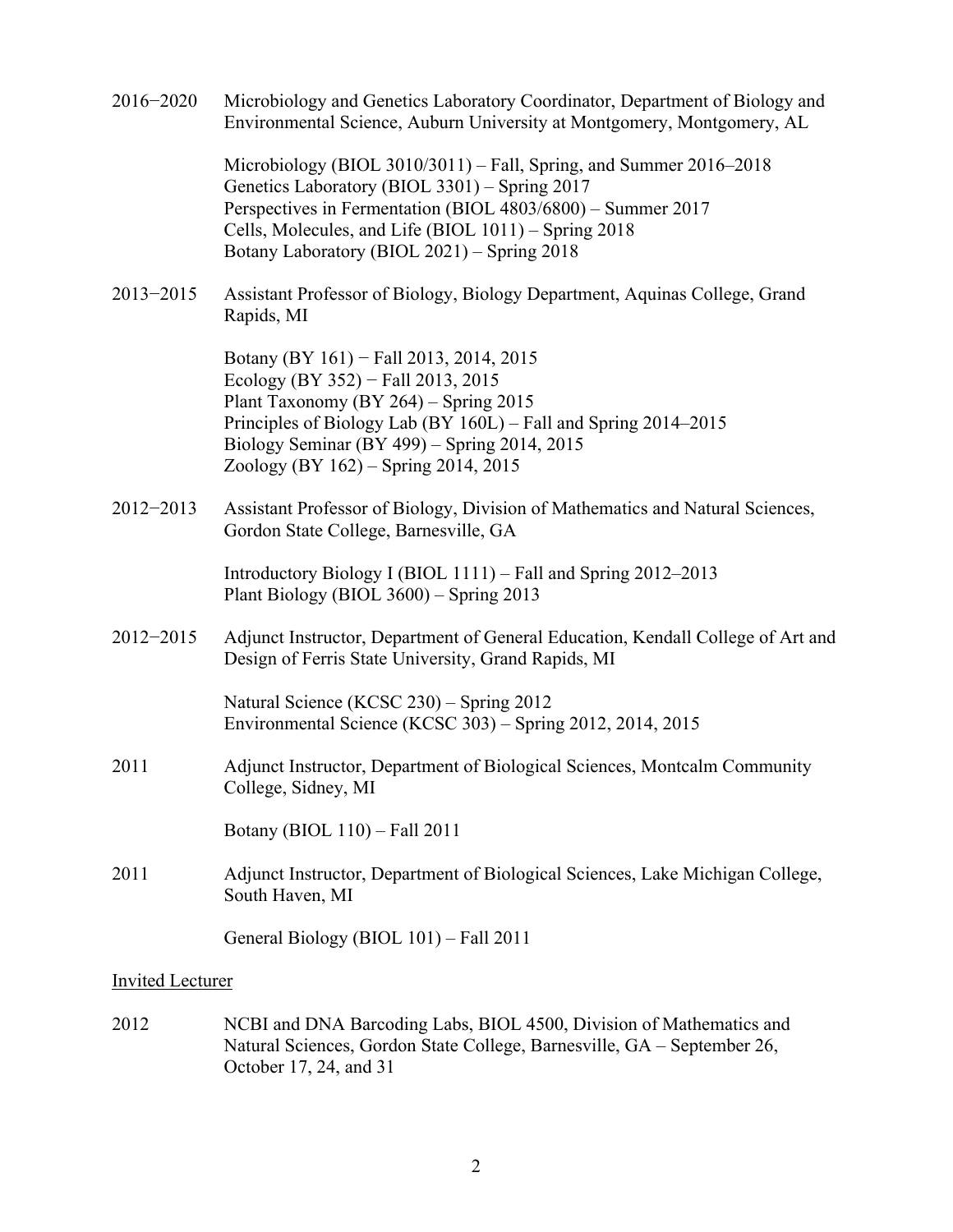2016−2020 Microbiology and Genetics Laboratory Coordinator, Department of Biology and Environmental Science, Auburn University at Montgomery, Montgomery, AL

Microbiology (BIOL 3010/3011) – Fall, Spring, and Summer 2016–2018
Genetics Laboratory (BIOL 3301) – Spring 2017
Perspectives in Fermentation (BIOL 4803/6800) – Summer 2017
Cells, Molecules, and Life (BIOL 1011) – Spring 2018
Botany Laboratory (BIOL 2021) – Spring 2018

2013−2015 Assistant Professor of Biology, Biology Department, Aquinas College, Grand Rapids, MI

Botany (BY 161) − Fall 2013, 2014, 2015
Ecology (BY 352) − Fall 2013, 2015
Plant Taxonomy (BY 264) – Spring 2015
Principles of Biology Lab (BY 160L) – Fall and Spring 2014–2015
Biology Seminar (BY 499) – Spring 2014, 2015
Zoology (BY 162) – Spring 2014, 2015

2012−2013 Assistant Professor of Biology, Division of Mathematics and Natural Sciences, Gordon State College, Barnesville, GA

Introductory Biology I (BIOL 1111) – Fall and Spring 2012–2013
Plant Biology (BIOL 3600) – Spring 2013

2012−2015 Adjunct Instructor, Department of General Education, Kendall College of Art and Design of Ferris State University, Grand Rapids, MI

Natural Science (KCSC 230) – Spring 2012
Environmental Science (KCSC 303) – Spring 2012, 2014, 2015

2011 Adjunct Instructor, Department of Biological Sciences, Montcalm Community College, Sidney, MI

Botany (BIOL 110) – Fall 2011

2011 Adjunct Instructor, Department of Biological Sciences, Lake Michigan College, South Haven, MI

General Biology (BIOL 101) – Fall 2011

Invited Lecturer

2012 NCBI and DNA Barcoding Labs, BIOL 4500, Division of Mathematics and Natural Sciences, Gordon State College, Barnesville, GA – September 26, October 17, 24, and 31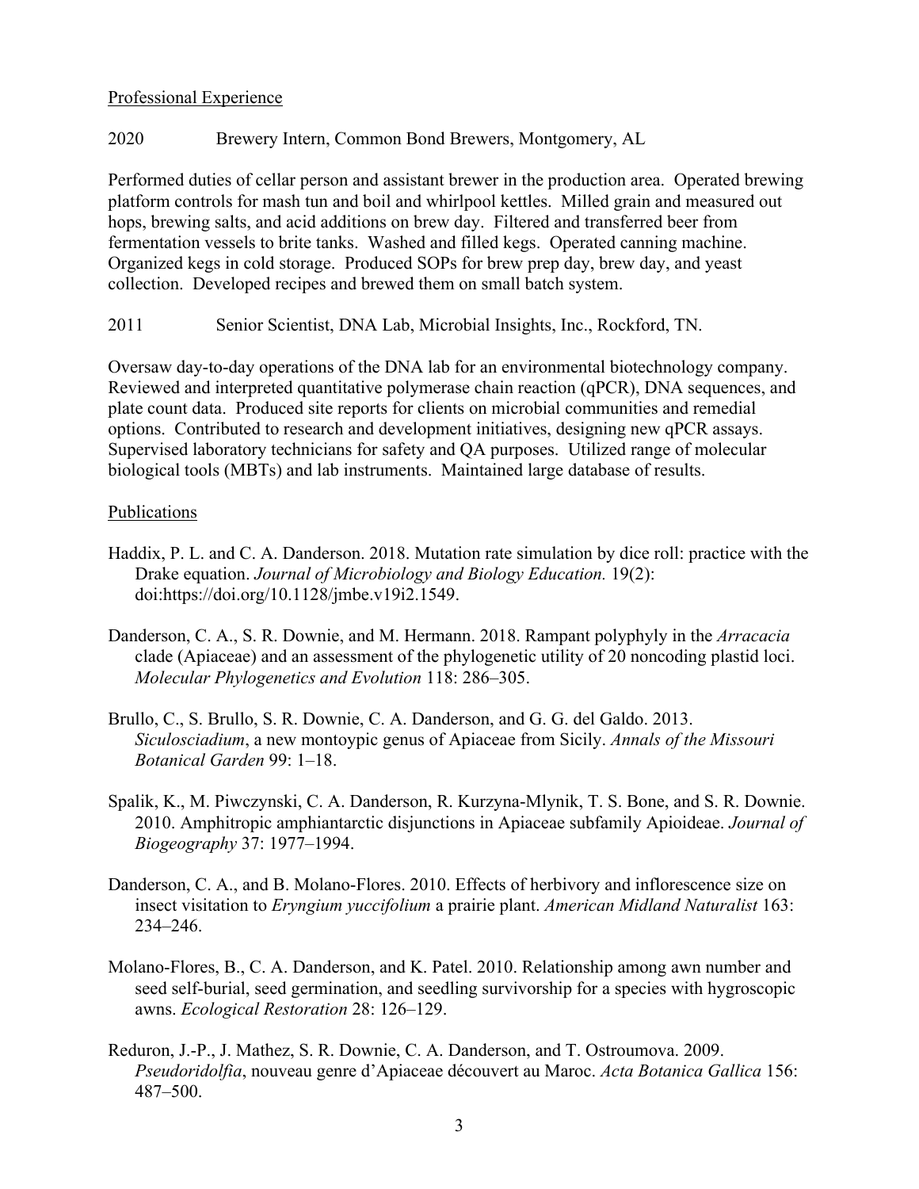Professional Experience

2020 Brewery Intern, Common Bond Brewers, Montgomery, AL

Performed duties of cellar person and assistant brewer in the production area. Operated brewing platform controls for mash tun and boil and whirlpool kettles. Milled grain and measured out hops, brewing salts, and acid additions on brew day. Filtered and transferred beer from fermentation vessels to brite tanks. Washed and filled kegs. Operated canning machine. Organized kegs in cold storage. Produced SOPs for brew prep day, brew day, and yeast collection. Developed recipes and brewed them on small batch system.

2011 Senior Scientist, DNA Lab, Microbial Insights, Inc., Rockford, TN.

Oversaw day-to-day operations of the DNA lab for an environmental biotechnology company. Reviewed and interpreted quantitative polymerase chain reaction (qPCR), DNA sequences, and plate count data. Produced site reports for clients on microbial communities and remedial options. Contributed to research and development initiatives, designing new qPCR assays. Supervised laboratory technicians for safety and QA purposes. Utilized range of molecular biological tools (MBTs) and lab instruments. Maintained large database of results.

Publications

Haddix, P. L. and C. A. Danderson. 2018. Mutation rate simulation by dice roll: practice with the Drake equation. *Journal of Microbiology and Biology Education.* 19(2): doi:https://doi.org/10.1128/jmbe.v19i2.1549.

Danderson, C. A., S. R. Downie, and M. Hermann. 2018. Rampant polyphyly in the *Arracacia* clade (Apiaceae) and an assessment of the phylogenetic utility of 20 noncoding plastid loci. *Molecular Phylogenetics and Evolution* 118: 286–305.

Brullo, C., S. Brullo, S. R. Downie, C. A. Danderson, and G. G. del Galdo. 2013. *Siculosciadium*, a new montoypic genus of Apiaceae from Sicily. *Annals of the Missouri Botanical Garden* 99: 1–18.

Spalik, K., M. Piwczynski, C. A. Danderson, R. Kurzyna-Mlynik, T. S. Bone, and S. R. Downie. 2010. Amphitropic amphiantarctic disjunctions in Apiaceae subfamily Apioideae. *Journal of Biogeography* 37: 1977–1994.

Danderson, C. A., and B. Molano-Flores. 2010. Effects of herbivory and inflorescence size on insect visitation to *Eryngium yuccifolium* a prairie plant. *American Midland Naturalist* 163: 234–246.

Molano-Flores, B., C. A. Danderson, and K. Patel. 2010. Relationship among awn number and seed self-burial, seed germination, and seedling survivorship for a species with hygroscopic awns. *Ecological Restoration* 28: 126–129.

Reduron, J.-P., J. Mathez, S. R. Downie, C. A. Danderson, and T. Ostroumova. 2009. *Pseudoridolfia*, nouveau genre d'Apiaceae découvert au Maroc. *Acta Botanica Gallica* 156: 487–500.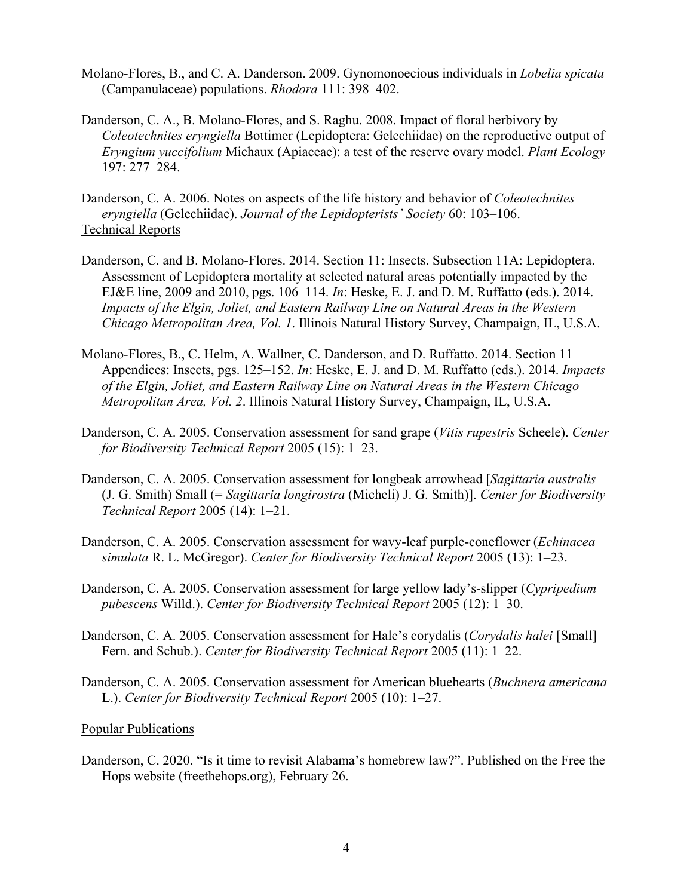Molano-Flores, B., and C. A. Danderson. 2009. Gynomonoecious individuals in *Lobelia spicata* (Campanulaceae) populations. *Rhodora* 111: 398–402.

Danderson, C. A., B. Molano-Flores, and S. Raghu. 2008. Impact of floral herbivory by *Coleotechnites eryngiella* Bottimer (Lepidoptera: Gelechiidae) on the reproductive output of *Eryngium yuccifolium* Michaux (Apiaceae): a test of the reserve ovary model. *Plant Ecology* 197: 277–284.

Danderson, C. A. 2006. Notes on aspects of the life history and behavior of *Coleotechnites eryngiella* (Gelechiidae). *Journal of the Lepidopterists' Society* 60: 103–106.

## Technical Reports

Danderson, C. and B. Molano-Flores. 2014. Section 11: Insects. Subsection 11A: Lepidoptera. Assessment of Lepidoptera mortality at selected natural areas potentially impacted by the EJ&E line, 2009 and 2010, pgs. 106–114. *In*: Heske, E. J. and D. M. Ruffatto (eds.). 2014. *Impacts of the Elgin, Joliet, and Eastern Railway Line on Natural Areas in the Western Chicago Metropolitan Area, Vol. 1*. Illinois Natural History Survey, Champaign, IL, U.S.A.

Molano-Flores, B., C. Helm, A. Wallner, C. Danderson, and D. Ruffatto. 2014. Section 11 Appendices: Insects, pgs. 125–152. *In*: Heske, E. J. and D. M. Ruffatto (eds.). 2014. *Impacts of the Elgin, Joliet, and Eastern Railway Line on Natural Areas in the Western Chicago Metropolitan Area, Vol. 2*. Illinois Natural History Survey, Champaign, IL, U.S.A.

Danderson, C. A. 2005. Conservation assessment for sand grape (*Vitis rupestris* Scheele). *Center for Biodiversity Technical Report* 2005 (15): 1–23.

Danderson, C. A. 2005. Conservation assessment for longbeak arrowhead [*Sagittaria australis* (J. G. Smith) Small (= *Sagittaria longirostra* (Micheli) J. G. Smith)]. *Center for Biodiversity Technical Report* 2005 (14): 1–21.

Danderson, C. A. 2005. Conservation assessment for wavy-leaf purple-coneflower (*Echinacea simulata* R. L. McGregor). *Center for Biodiversity Technical Report* 2005 (13): 1–23.

Danderson, C. A. 2005. Conservation assessment for large yellow lady's-slipper (*Cypripedium pubescens* Willd.). *Center for Biodiversity Technical Report* 2005 (12): 1–30.

Danderson, C. A. 2005. Conservation assessment for Hale's corydalis (*Corydalis halei* [Small] Fern. and Schub.). *Center for Biodiversity Technical Report* 2005 (11): 1–22.

Danderson, C. A. 2005. Conservation assessment for American bluehearts (*Buchnera americana* L.). *Center for Biodiversity Technical Report* 2005 (10): 1–27.

## Popular Publications

Danderson, C. 2020. "Is it time to revisit Alabama's homebrew law?". Published on the Free the Hops website (freethehops.org), February 26.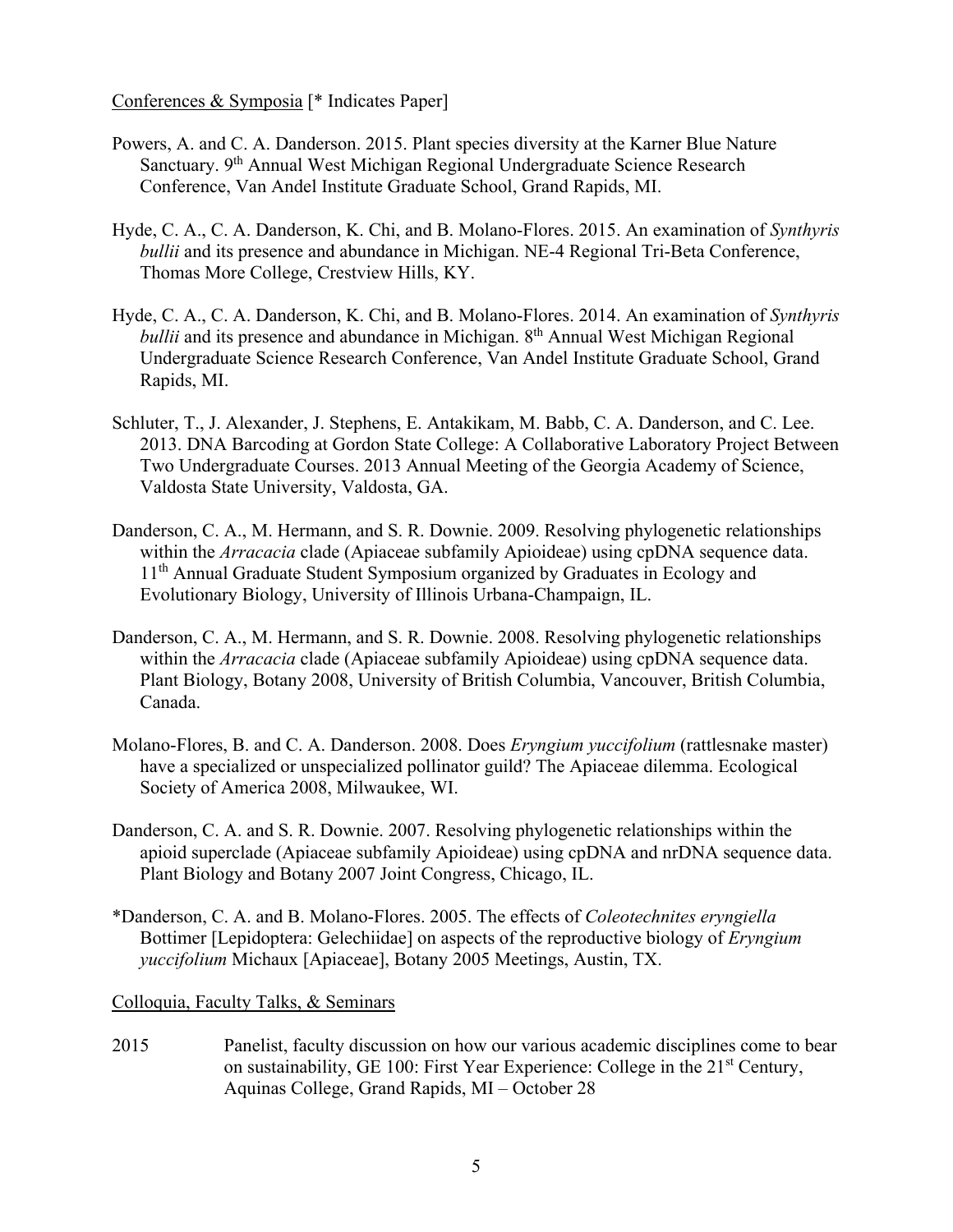Conferences & Symposia [* Indicates Paper]

Powers, A. and C. A. Danderson. 2015. Plant species diversity at the Karner Blue Nature Sanctuary. 9th Annual West Michigan Regional Undergraduate Science Research Conference, Van Andel Institute Graduate School, Grand Rapids, MI.

Hyde, C. A., C. A. Danderson, K. Chi, and B. Molano-Flores. 2015. An examination of *Synthyris bullii* and its presence and abundance in Michigan. NE-4 Regional Tri-Beta Conference, Thomas More College, Crestview Hills, KY.

Hyde, C. A., C. A. Danderson, K. Chi, and B. Molano-Flores. 2014. An examination of *Synthyris bullii* and its presence and abundance in Michigan. 8th Annual West Michigan Regional Undergraduate Science Research Conference, Van Andel Institute Graduate School, Grand Rapids, MI.

Schluter, T., J. Alexander, J. Stephens, E. Antakikam, M. Babb, C. A. Danderson, and C. Lee. 2013. DNA Barcoding at Gordon State College: A Collaborative Laboratory Project Between Two Undergraduate Courses. 2013 Annual Meeting of the Georgia Academy of Science, Valdosta State University, Valdosta, GA.

Danderson, C. A., M. Hermann, and S. R. Downie. 2009. Resolving phylogenetic relationships within the *Arracacia* clade (Apiaceae subfamily Apioideae) using cpDNA sequence data. 11th Annual Graduate Student Symposium organized by Graduates in Ecology and Evolutionary Biology, University of Illinois Urbana-Champaign, IL.

Danderson, C. A., M. Hermann, and S. R. Downie. 2008. Resolving phylogenetic relationships within the *Arracacia* clade (Apiaceae subfamily Apioideae) using cpDNA sequence data. Plant Biology, Botany 2008, University of British Columbia, Vancouver, British Columbia, Canada.

Molano-Flores, B. and C. A. Danderson. 2008. Does *Eryngium yuccifolium* (rattlesnake master) have a specialized or unspecialized pollinator guild? The Apiaceae dilemma. Ecological Society of America 2008, Milwaukee, WI.

Danderson, C. A. and S. R. Downie. 2007. Resolving phylogenetic relationships within the apioid superclade (Apiaceae subfamily Apioideae) using cpDNA and nrDNA sequence data. Plant Biology and Botany 2007 Joint Congress, Chicago, IL.

*Danderson, C. A. and B. Molano-Flores. 2005. The effects of *Coleotechnites eryngiella* Bottimer [Lepidoptera: Gelechiidae] on aspects of the reproductive biology of *Eryngium yuccifolium* Michaux [Apiaceae], Botany 2005 Meetings, Austin, TX.

Colloquia, Faculty Talks, & Seminars

2015 Panelist, faculty discussion on how our various academic disciplines come to bear on sustainability, GE 100: First Year Experience: College in the 21st Century, Aquinas College, Grand Rapids, MI – October 28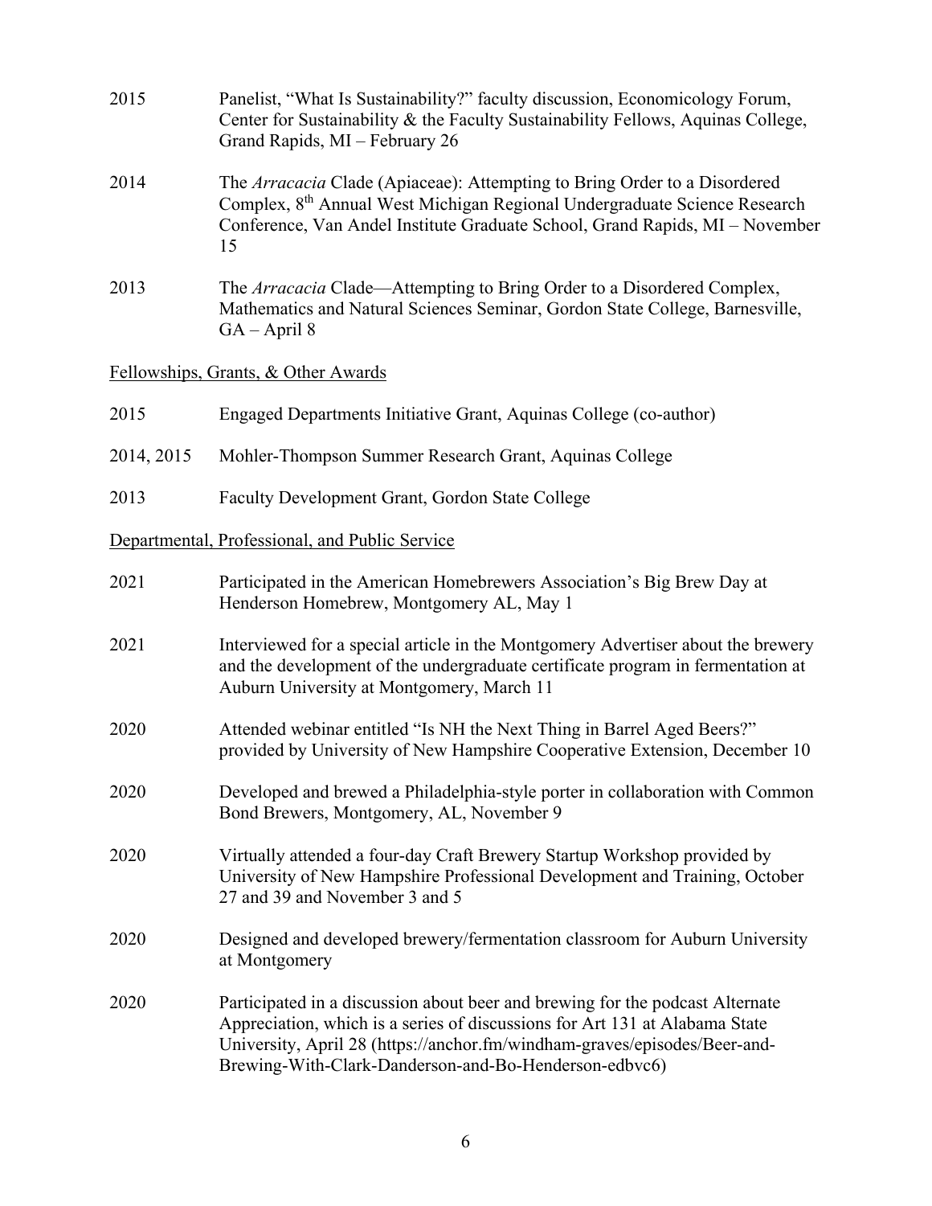2015 Panelist, "What Is Sustainability?" faculty discussion, Economicology Forum, Center for Sustainability & the Faculty Sustainability Fellows, Aquinas College, Grand Rapids, MI – February 26

2014 The *Arracacia* Clade (Apiaceae): Attempting to Bring Order to a Disordered Complex, 8th Annual West Michigan Regional Undergraduate Science Research Conference, Van Andel Institute Graduate School, Grand Rapids, MI – November 15

2013 The *Arracacia* Clade—Attempting to Bring Order to a Disordered Complex, Mathematics and Natural Sciences Seminar, Gordon State College, Barnesville, GA – April 8

<u>Fellowships, Grants, & Other Awards</u>

2015 Engaged Departments Initiative Grant, Aquinas College (co-author)

2014, 2015 Mohler-Thompson Summer Research Grant, Aquinas College

2013 Faculty Development Grant, Gordon State College

<u>Departmental, Professional, and Public Service</u>

2021 Participated in the American Homebrewers Association's Big Brew Day at Henderson Homebrew, Montgomery AL, May 1

2021 Interviewed for a special article in the Montgomery Advertiser about the brewery and the development of the undergraduate certificate program in fermentation at Auburn University at Montgomery, March 11

2020 Attended webinar entitled "Is NH the Next Thing in Barrel Aged Beers?" provided by University of New Hampshire Cooperative Extension, December 10

2020 Developed and brewed a Philadelphia-style porter in collaboration with Common Bond Brewers, Montgomery, AL, November 9

2020 Virtually attended a four-day Craft Brewery Startup Workshop provided by University of New Hampshire Professional Development and Training, October 27 and 39 and November 3 and 5

2020 Designed and developed brewery/fermentation classroom for Auburn University at Montgomery

2020 Participated in a discussion about beer and brewing for the podcast Alternate Appreciation, which is a series of discussions for Art 131 at Alabama State University, April 28 (https://anchor.fm/windham-graves/episodes/Beer-and-Brewing-With-Clark-Danderson-and-Bo-Henderson-edbvc6)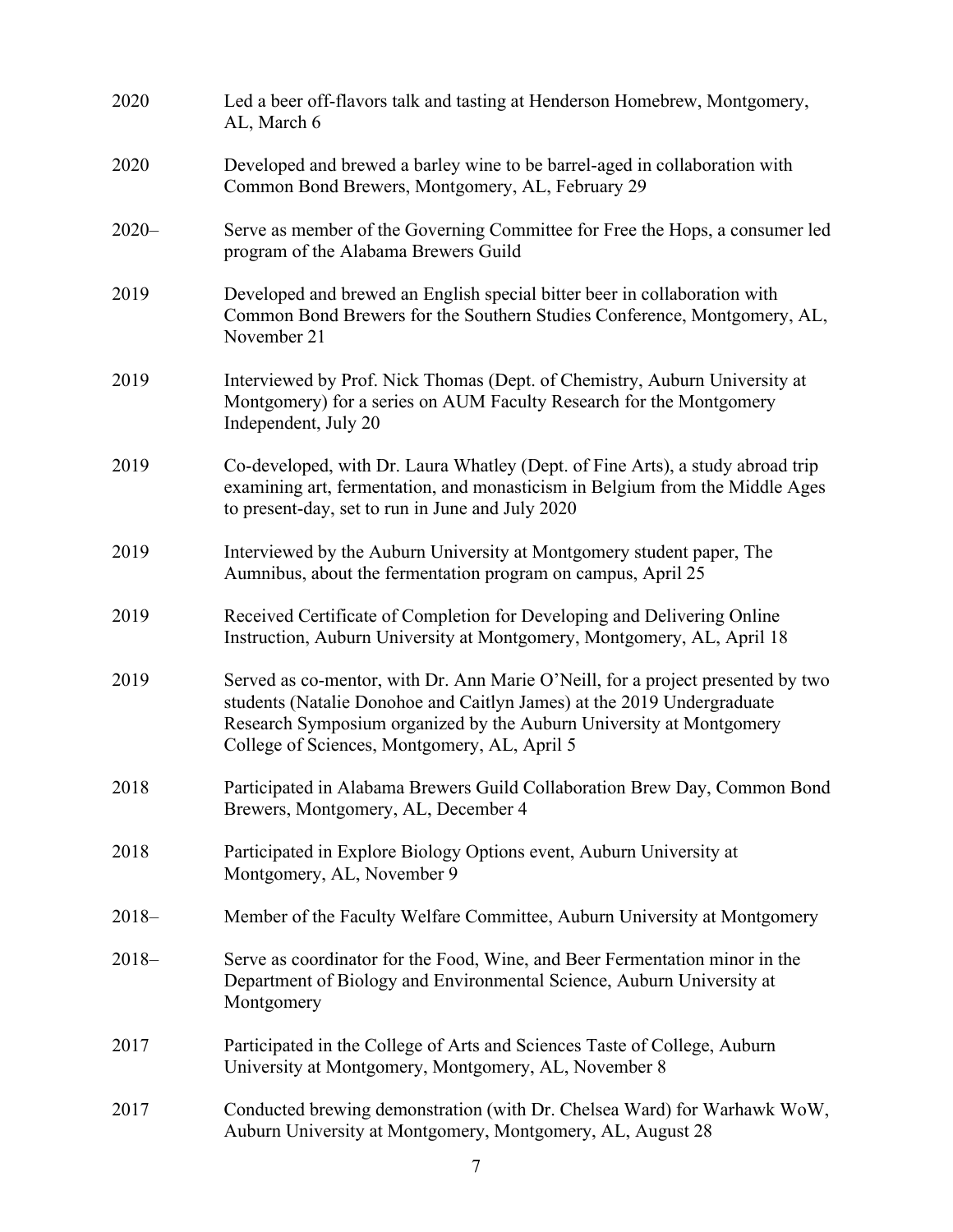| | |
|---|---|
| 2020 | Led a beer off-flavors talk and tasting at Henderson Homebrew, Montgomery, AL, March 6 |
| 2020 | Developed and brewed a barley wine to be barrel-aged in collaboration with Common Bond Brewers, Montgomery, AL, February 29 |
| 2020– | Serve as member of the Governing Committee for Free the Hops, a consumer led program of the Alabama Brewers Guild |
| 2019 | Developed and brewed an English special bitter beer in collaboration with Common Bond Brewers for the Southern Studies Conference, Montgomery, AL, November 21 |
| 2019 | Interviewed by Prof. Nick Thomas (Dept. of Chemistry, Auburn University at Montgomery) for a series on AUM Faculty Research for the Montgomery Independent, July 20 |
| 2019 | Co-developed, with Dr. Laura Whatley (Dept. of Fine Arts), a study abroad trip examining art, fermentation, and monasticism in Belgium from the Middle Ages to present-day, set to run in June and July 2020 |
| 2019 | Interviewed by the Auburn University at Montgomery student paper, The Aumnibus, about the fermentation program on campus, April 25 |
| 2019 | Received Certificate of Completion for Developing and Delivering Online Instruction, Auburn University at Montgomery, Montgomery, AL, April 18 |
| 2019 | Served as co-mentor, with Dr. Ann Marie O'Neill, for a project presented by two students (Natalie Donohoe and Caitlyn James) at the 2019 Undergraduate Research Symposium organized by the Auburn University at Montgomery College of Sciences, Montgomery, AL, April 5 |
| 2018 | Participated in Alabama Brewers Guild Collaboration Brew Day, Common Bond Brewers, Montgomery, AL, December 4 |
| 2018 | Participated in Explore Biology Options event, Auburn University at Montgomery, AL, November 9 |
| 2018– | Member of the Faculty Welfare Committee, Auburn University at Montgomery |
| 2018– | Serve as coordinator for the Food, Wine, and Beer Fermentation minor in the Department of Biology and Environmental Science, Auburn University at Montgomery |
| 2017 | Participated in the College of Arts and Sciences Taste of College, Auburn University at Montgomery, Montgomery, AL, November 8 |
| 2017 | Conducted brewing demonstration (with Dr. Chelsea Ward) for Warhawk WoW, Auburn University at Montgomery, Montgomery, AL, August 28 |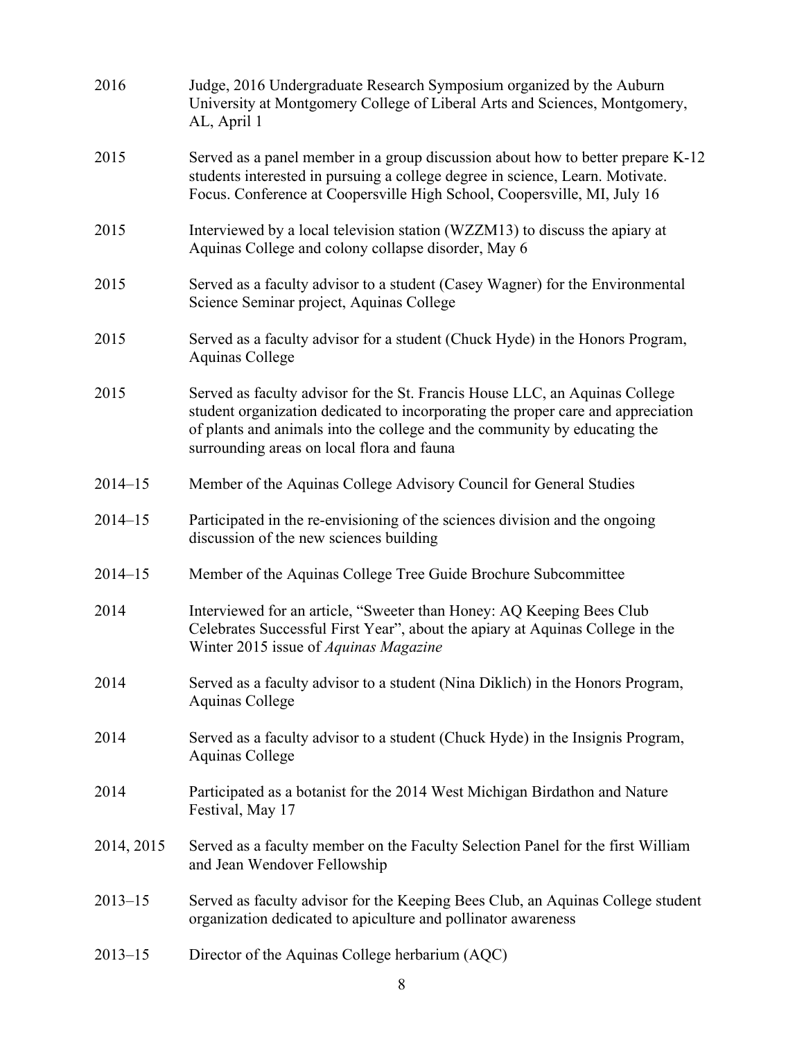2016 Judge, 2016 Undergraduate Research Symposium organized by the Auburn University at Montgomery College of Liberal Arts and Sciences, Montgomery, AL, April 1

2015 Served as a panel member in a group discussion about how to better prepare K-12 students interested in pursuing a college degree in science, Learn. Motivate. Focus. Conference at Coopersville High School, Coopersville, MI, July 16

2015 Interviewed by a local television station (WZZM13) to discuss the apiary at Aquinas College and colony collapse disorder, May 6

2015 Served as a faculty advisor to a student (Casey Wagner) for the Environmental Science Seminar project, Aquinas College

2015 Served as a faculty advisor for a student (Chuck Hyde) in the Honors Program, Aquinas College

2015 Served as faculty advisor for the St. Francis House LLC, an Aquinas College student organization dedicated to incorporating the proper care and appreciation of plants and animals into the college and the community by educating the surrounding areas on local flora and fauna

2014–15 Member of the Aquinas College Advisory Council for General Studies

2014–15 Participated in the re-envisioning of the sciences division and the ongoing discussion of the new sciences building

2014–15 Member of the Aquinas College Tree Guide Brochure Subcommittee

2014 Interviewed for an article, "Sweeter than Honey: AQ Keeping Bees Club Celebrates Successful First Year", about the apiary at Aquinas College in the Winter 2015 issue of *Aquinas Magazine*

2014 Served as a faculty advisor to a student (Nina Diklich) in the Honors Program, Aquinas College

2014 Served as a faculty advisor to a student (Chuck Hyde) in the Insignis Program, Aquinas College

2014 Participated as a botanist for the 2014 West Michigan Birdathon and Nature Festival, May 17

2014, 2015 Served as a faculty member on the Faculty Selection Panel for the first William and Jean Wendover Fellowship

2013–15 Served as faculty advisor for the Keeping Bees Club, an Aquinas College student organization dedicated to apiculture and pollinator awareness

2013–15 Director of the Aquinas College herbarium (AQC)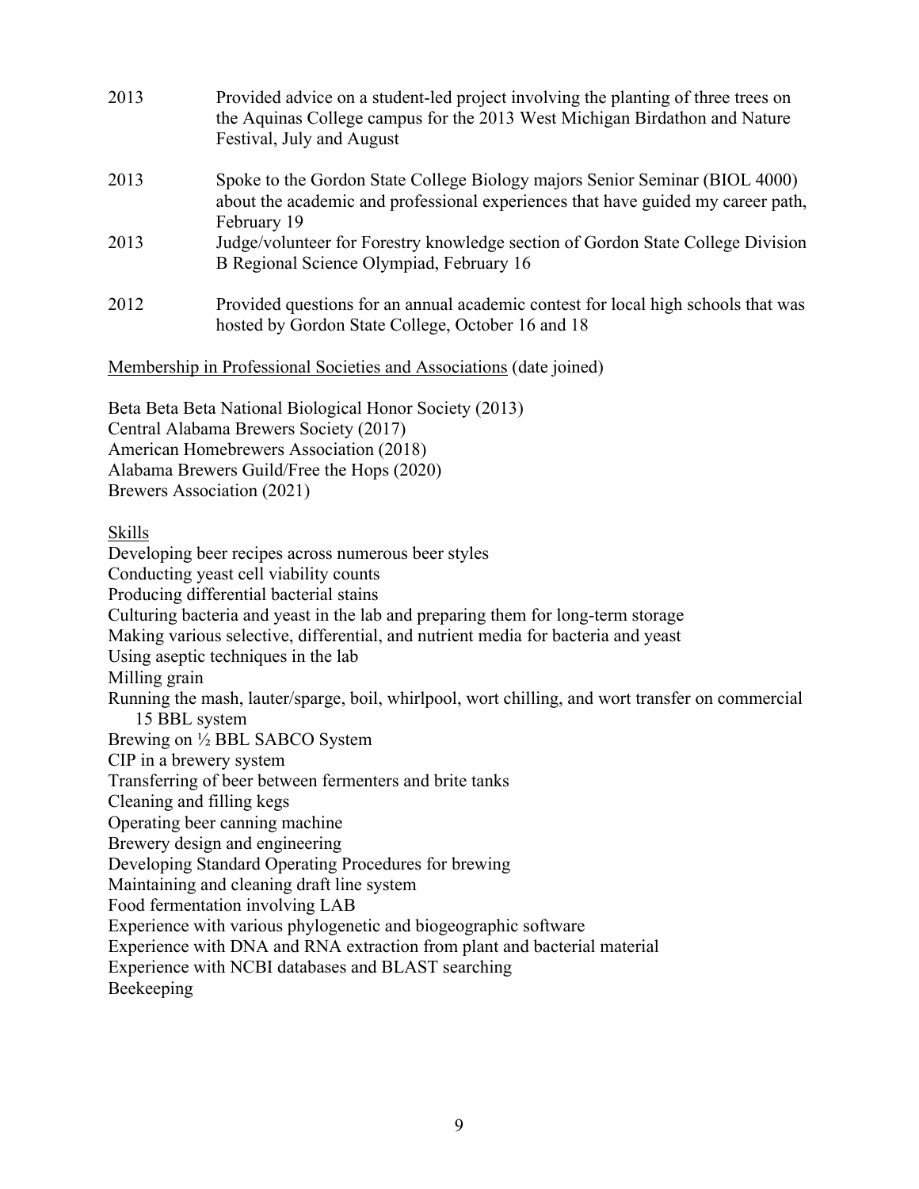2013 Provided advice on a student-led project involving the planting of three trees on the Aquinas College campus for the 2013 West Michigan Birdathon and Nature Festival, July and August

2013 Spoke to the Gordon State College Biology majors Senior Seminar (BIOL 4000) about the academic and professional experiences that have guided my career path, February 19

2013 Judge/volunteer for Forestry knowledge section of Gordon State College Division B Regional Science Olympiad, February 16

2012 Provided questions for an annual academic contest for local high schools that was hosted by Gordon State College, October 16 and 18

Membership in Professional Societies and Associations (date joined)

Beta Beta Beta National Biological Honor Society (2013)
Central Alabama Brewers Society (2017)
American Homebrewers Association (2018)
Alabama Brewers Guild/Free the Hops (2020)
Brewers Association (2021)

Skills

Developing beer recipes across numerous beer styles
Conducting yeast cell viability counts
Producing differential bacterial stains
Culturing bacteria and yeast in the lab and preparing them for long-term storage
Making various selective, differential, and nutrient media for bacteria and yeast
Using aseptic techniques in the lab
Milling grain
Running the mash, lauter/sparge, boil, whirlpool, wort chilling, and wort transfer on commercial 15 BBL system
Brewing on ½ BBL SABCO System
CIP in a brewery system
Transferring of beer between fermenters and brite tanks
Cleaning and filling kegs
Operating beer canning machine
Brewery design and engineering
Developing Standard Operating Procedures for brewing
Maintaining and cleaning draft line system
Food fermentation involving LAB
Experience with various phylogenetic and biogeographic software
Experience with DNA and RNA extraction from plant and bacterial material
Experience with NCBI databases and BLAST searching
Beekeeping